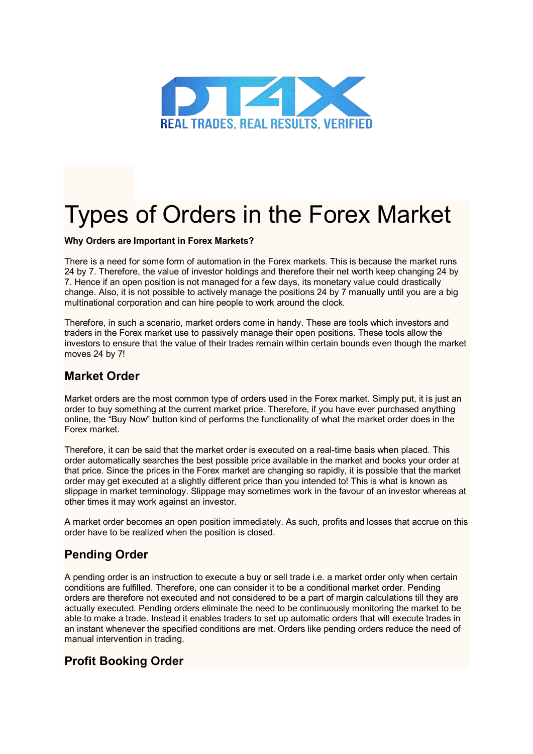# Types of Orders in the Forex Market

**Why Orders are Important in Forex Markets?**

There is a need for some form of automation in the Forex markets. This is because the market runs 24 by 7. Therefore, the value of investor holdings and therefore their net worth keep changing 24 by 7. Hence if an open position is not managed for a few days, its monetary value could drastically change. Also, it is not possible to actively manage the positions 24 by 7 manually until you are a big multinational corporation and can hire people to work around the clock.

Therefore, in such a scenario, market orders come in handy. These are tools which investors and traders in the Forex market use to passively manage their open positions. These tools allow the investors to ensure that the value of their trades remain within certain bounds even though the market moves 24 by 7!

## Market Order

Market orders are the most common type of orders used in the Forex market. Simply put, it is just an order to buy something at the current market price. Therefore, if you have ever purchased anything online, the "Buy Now" button kind of performs the functionality of what the market order does in the Forex market.

Therefore, it can be said that the market order is executed on a real-time basis when placed. This order automatically searches the best possible price available in the market and books your order at that price. Since the prices in the Forex market are changing so rapidly, it is possible that the market order may get executed at a slightly different price than you intended to! This is what is known as slippage in market terminology. Slippage may sometimes work in the favour of an investor whereas at other times it may work against an investor.

A market order becomes an open position immediately. As such, profits and losses that accrue on this order have to be realized when the position is closed.

## Pending Order

A pending order is an instruction to execute a buy or sell trade i.e. a market order only when certain conditions are fulfilled. Therefore, one can consider it to be a conditional market order. Pending orders are therefore not executed and not considered to be a part of margin calculations till they are actually executed. Pending orders eliminate the need to be continuously monitoring the market to be able to make a trade. Instead it enables traders to set up automatic orders that will execute trades in an instant whenever the specified conditions are met. Orders like pending orders reduce the need of manual intervention in trading.

## Profit Booking Order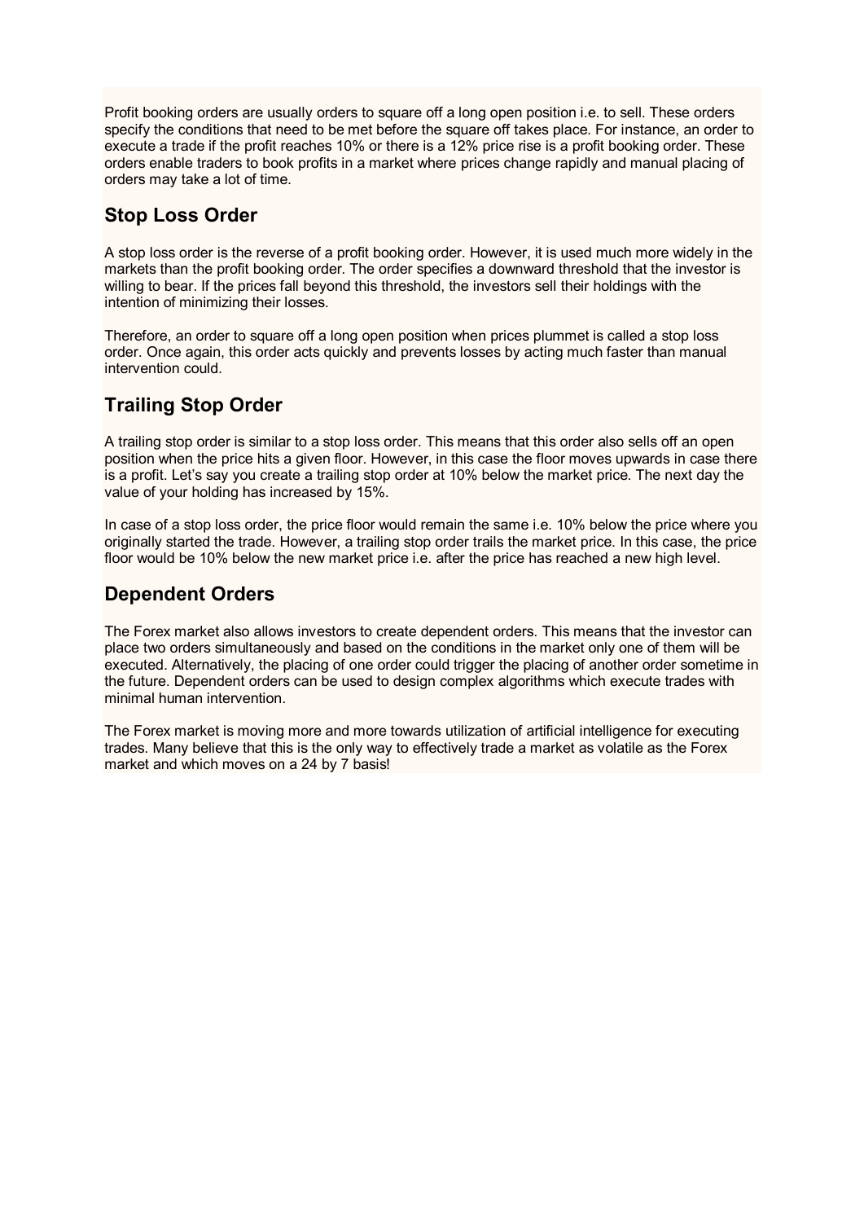Profit booking orders are usually orders to square off a long open position i.e. to sell. These orders specify the conditions that need to be met before the square off takes place. For instance, an order to execute a trade if the profit reaches 10% or there is a 12% price rise is a profit booking order. These orders enable traders to book profits in a market where prices change rapidly and manual placing of orders may take a lot of time.

## Stop Loss Order

A stop loss order is the reverse of a profit booking order. However, it is used much more widely in the markets than the profit booking order. The order specifies a downward threshold that the investor is willing to bear. If the prices fall beyond this threshold, the investors sell their holdings with the intention of minimizing their losses.

Therefore, an order to square off a long open position when prices plummet is called a stop loss order. Once again, this order acts quickly and prevents losses by acting much faster than manual intervention could.

## Trailing Stop Order

A trailing stop order is similar to a stop loss order. This means that this order also sells off an open position when the price hits a given floor. However, in this case the floor moves upwards in case there is a profit. Let's say you create a trailing stop order at 10% below the market price. The next day the value of your holding has increased by 15%.

In case of a stop loss order, the price floor would remain the same i.e. 10% below the price where you originally started the trade. However, a trailing stop order trails the market price. In this case, the price floor would be 10% below the new market price i.e. after the price has reached a new high level.

## Dependent Orders

The Forex market also allows investors to create dependent orders. This means that the investor can place two orders simultaneously and based on the conditions in the market only one of them will be executed. Alternatively, the placing of one order could trigger the placing of another order sometime in the future. Dependent orders can be used to design complex algorithms which execute trades with minimal human intervention.

The Forex market is moving more and more towards utilization of artificial intelligence for executing trades. Many believe that this is the only way to effectively trade a market as volatile as the Forex market and which moves on a 24 by 7 basis!